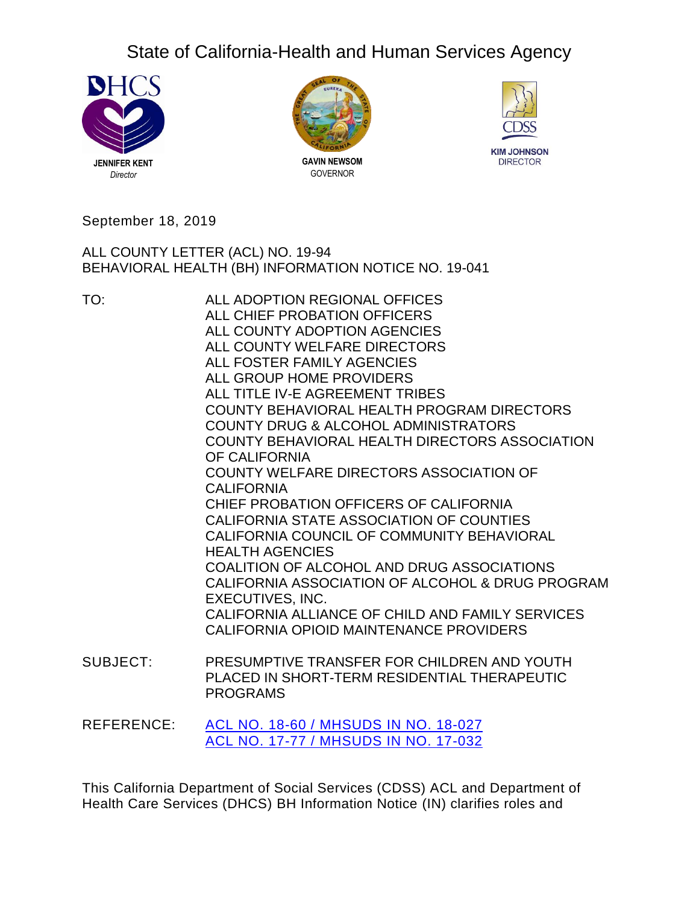State of California-Health and Human Services Agency

DHCS
JENNIFER KENT
*Director*

GAVIN NEWSOM
GOVERNOR

CDSS
KIM JOHNSON
DIRECTOR

September 18, 2019

ALL COUNTY LETTER (ACL) NO. 19-94
BEHAVIORAL HEALTH (BH) INFORMATION NOTICE NO. 19-041

TO: ALL ADOPTION REGIONAL OFFICES
ALL CHIEF PROBATION OFFICERS
ALL COUNTY ADOPTION AGENCIES
ALL COUNTY WELFARE DIRECTORS
ALL FOSTER FAMILY AGENCIES
ALL GROUP HOME PROVIDERS
ALL TITLE IV-E AGREEMENT TRIBES
COUNTY BEHAVIORAL HEALTH PROGRAM DIRECTORS
COUNTY DRUG & ALCOHOL ADMINISTRATORS
COUNTY BEHAVIORAL HEALTH DIRECTORS ASSOCIATION OF CALIFORNIA
COUNTY WELFARE DIRECTORS ASSOCIATION OF CALIFORNIA
CHIEF PROBATION OFFICERS OF CALIFORNIA
CALIFORNIA STATE ASSOCIATION OF COUNTIES
CALIFORNIA COUNCIL OF COMMUNITY BEHAVIORAL HEALTH AGENCIES
COALITION OF ALCOHOL AND DRUG ASSOCIATIONS
CALIFORNIA ASSOCIATION OF ALCOHOL & DRUG PROGRAM EXECUTIVES, INC.
CALIFORNIA ALLIANCE OF CHILD AND FAMILY SERVICES
CALIFORNIA OPIOID MAINTENANCE PROVIDERS

SUBJECT: PRESUMPTIVE TRANSFER FOR CHILDREN AND YOUTH PLACED IN SHORT-TERM RESIDENTIAL THERAPEUTIC PROGRAMS

REFERENCE: ACL NO. 18-60 / MHSUDS IN NO. 18-027
ACL NO. 17-77 / MHSUDS IN NO. 17-032

This California Department of Social Services (CDSS) ACL and Department of Health Care Services (DHCS) BH Information Notice (IN) clarifies roles and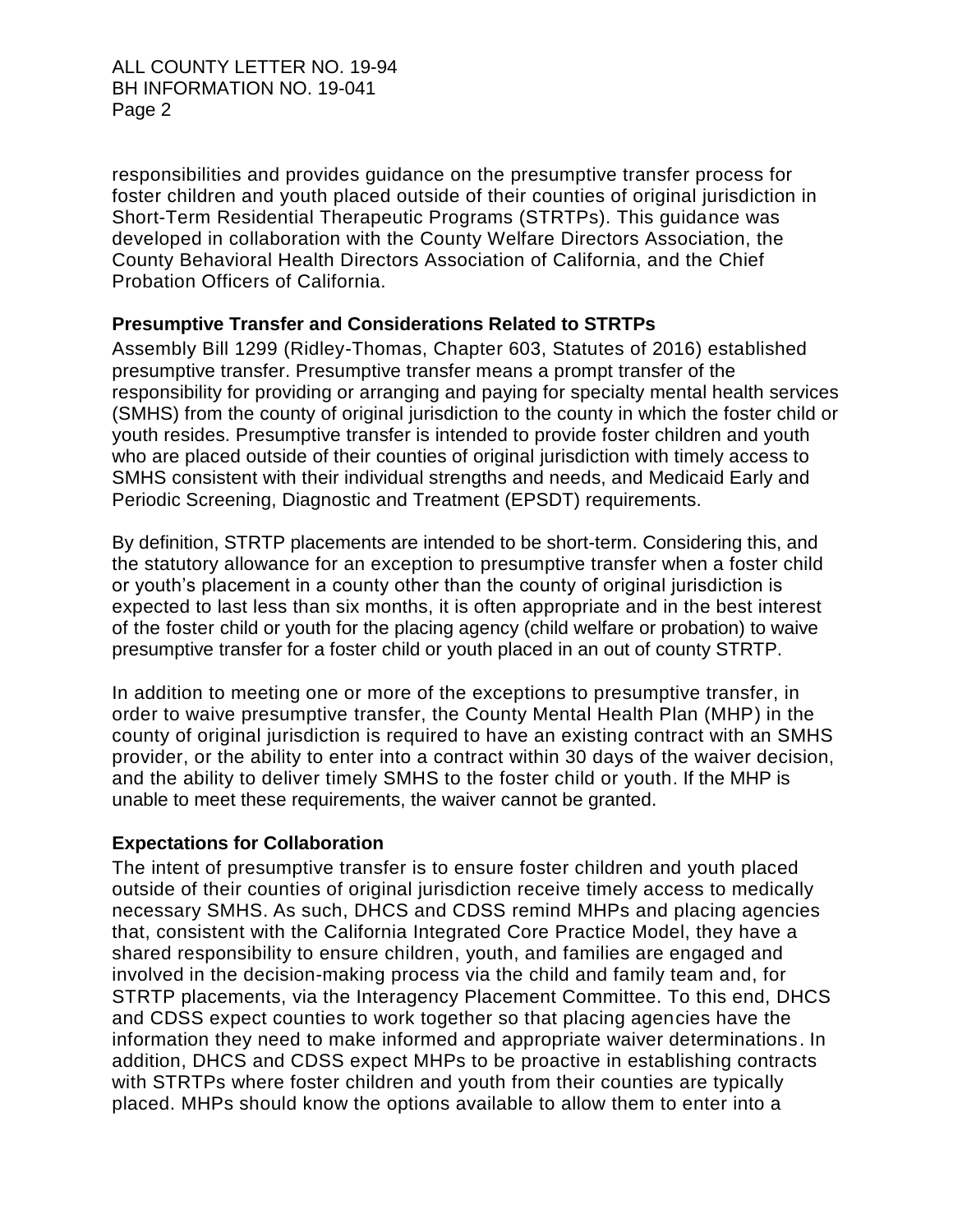responsibilities and provides guidance on the presumptive transfer process for foster children and youth placed outside of their counties of original jurisdiction in Short-Term Residential Therapeutic Programs (STRTPs). This guidance was developed in collaboration with the County Welfare Directors Association, the County Behavioral Health Directors Association of California, and the Chief Probation Officers of California.

**Presumptive Transfer and Considerations Related to STRTPs**

Assembly Bill 1299 (Ridley-Thomas, Chapter 603, Statutes of 2016) established presumptive transfer. Presumptive transfer means a prompt transfer of the responsibility for providing or arranging and paying for specialty mental health services (SMHS) from the county of original jurisdiction to the county in which the foster child or youth resides. Presumptive transfer is intended to provide foster children and youth who are placed outside of their counties of original jurisdiction with timely access to SMHS consistent with their individual strengths and needs, and Medicaid Early and Periodic Screening, Diagnostic and Treatment (EPSDT) requirements.

By definition, STRTP placements are intended to be short-term. Considering this, and the statutory allowance for an exception to presumptive transfer when a foster child or youth's placement in a county other than the county of original jurisdiction is expected to last less than six months, it is often appropriate and in the best interest of the foster child or youth for the placing agency (child welfare or probation) to waive presumptive transfer for a foster child or youth placed in an out of county STRTP.

In addition to meeting one or more of the exceptions to presumptive transfer, in order to waive presumptive transfer, the County Mental Health Plan (MHP) in the county of original jurisdiction is required to have an existing contract with an SMHS provider, or the ability to enter into a contract within 30 days of the waiver decision, and the ability to deliver timely SMHS to the foster child or youth. If the MHP is unable to meet these requirements, the waiver cannot be granted.

**Expectations for Collaboration**

The intent of presumptive transfer is to ensure foster children and youth placed outside of their counties of original jurisdiction receive timely access to medically necessary SMHS. As such, DHCS and CDSS remind MHPs and placing agencies that, consistent with the California Integrated Core Practice Model, they have a shared responsibility to ensure children, youth, and families are engaged and involved in the decision-making process via the child and family team and, for STRTP placements, via the Interagency Placement Committee. To this end, DHCS and CDSS expect counties to work together so that placing agencies have the information they need to make informed and appropriate waiver determinations. In addition, DHCS and CDSS expect MHPs to be proactive in establishing contracts with STRTPs where foster children and youth from their counties are typically placed. MHPs should know the options available to allow them to enter into a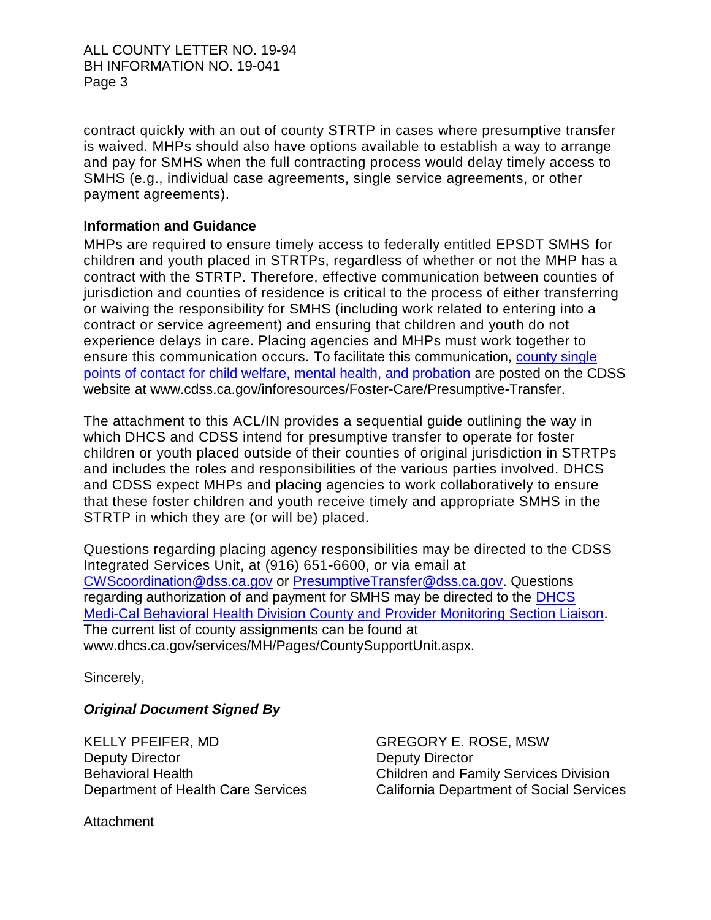contract quickly with an out of county STRTP in cases where presumptive transfer is waived. MHPs should also have options available to establish a way to arrange and pay for SMHS when the full contracting process would delay timely access to SMHS (e.g., individual case agreements, single service agreements, or other payment agreements).

**Information and Guidance**

MHPs are required to ensure timely access to federally entitled EPSDT SMHS for children and youth placed in STRTPs, regardless of whether or not the MHP has a contract with the STRTP. Therefore, effective communication between counties of jurisdiction and counties of residence is critical to the process of either transferring or waiving the responsibility for SMHS (including work related to entering into a contract or service agreement) and ensuring that children and youth do not experience delays in care. Placing agencies and MHPs must work together to ensure this communication occurs. To facilitate this communication, county single points of contact for child welfare, mental health, and probation are posted on the CDSS website at www.cdss.ca.gov/inforesources/Foster-Care/Presumptive-Transfer.

The attachment to this ACL/IN provides a sequential guide outlining the way in which DHCS and CDSS intend for presumptive transfer to operate for foster children or youth placed outside of their counties of original jurisdiction in STRTPs and includes the roles and responsibilities of the various parties involved. DHCS and CDSS expect MHPs and placing agencies to work collaboratively to ensure that these foster children and youth receive timely and appropriate SMHS in the STRTP in which they are (or will be) placed.

Questions regarding placing agency responsibilities may be directed to the CDSS Integrated Services Unit, at (916) 651-6600, or via email at CWScoordination@dss.ca.gov or PresumptiveTransfer@dss.ca.gov. Questions regarding authorization of and payment for SMHS may be directed to the DHCS Medi-Cal Behavioral Health Division County and Provider Monitoring Section Liaison. The current list of county assignments can be found at www.dhcs.ca.gov/services/MH/Pages/CountySupportUnit.aspx.

Sincerely,

***Original Document Signed By***

KELLY PFEIFER, MD
Deputy Director
Behavioral Health
Department of Health Care Services

GREGORY E. ROSE, MSW
Deputy Director
Children and Family Services Division
California Department of Social Services

Attachment